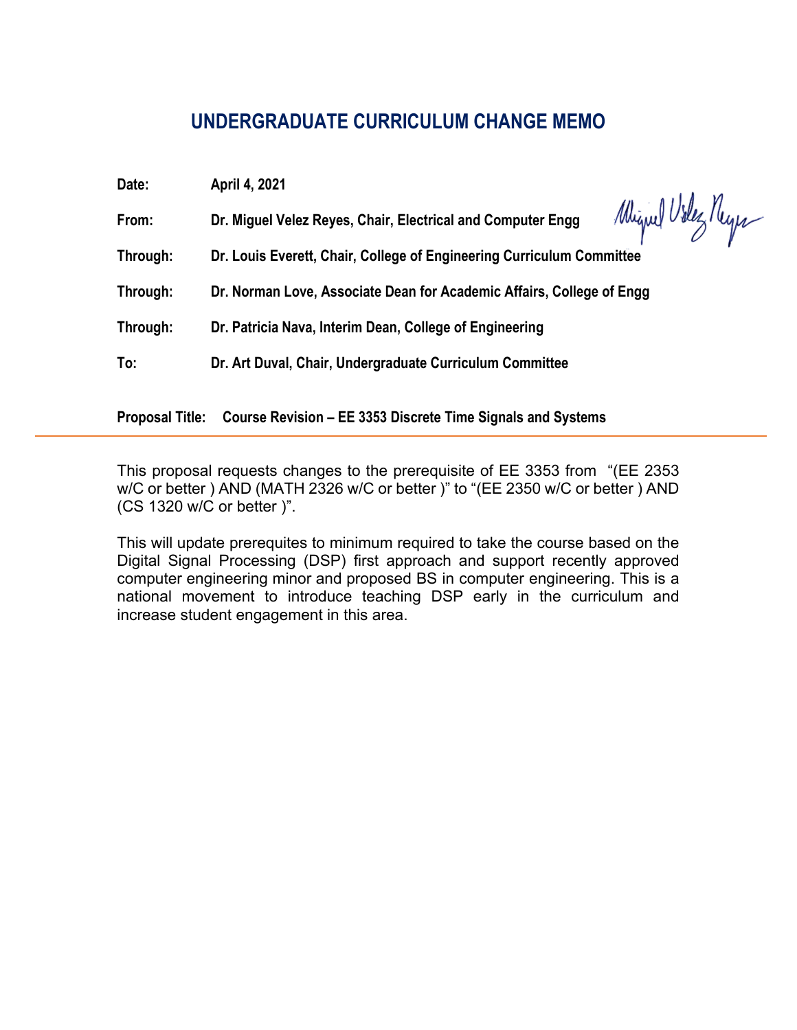# UNDERGRADUATE CURRICULUM CHANGE MEMO

| | |
|---|---|
| **Date:** | **April 4, 2021** |
| **From:** | **Dr. Miguel Velez Reyes, Chair, Electrical and Computer Engg** |
| **Through:** | **Dr. Louis Everett, Chair, College of Engineering Curriculum Committee** |
| **Through:** | **Dr. Norman Love, Associate Dean for Academic Affairs, College of Engg** |
| **Through:** | **Dr. Patricia Nava, Interim Dean, College of Engineering** |
| **To:** | **Dr. Art Duval, Chair, Undergraduate Curriculum Committee** |

**Proposal Title: Course Revision – EE 3353 Discrete Time Signals and Systems**

---

This proposal requests changes to the prerequisite of EE 3353 from "(EE 2353 w/C or better ) AND (MATH 2326 w/C or better )" to "(EE 2350 w/C or better ) AND (CS 1320 w/C or better )".

This will update prerequites to minimum required to take the course based on the Digital Signal Processing (DSP) first approach and support recently approved computer engineering minor and proposed BS in computer engineering. This is a national movement to introduce teaching DSP early in the curriculum and increase student engagement in this area.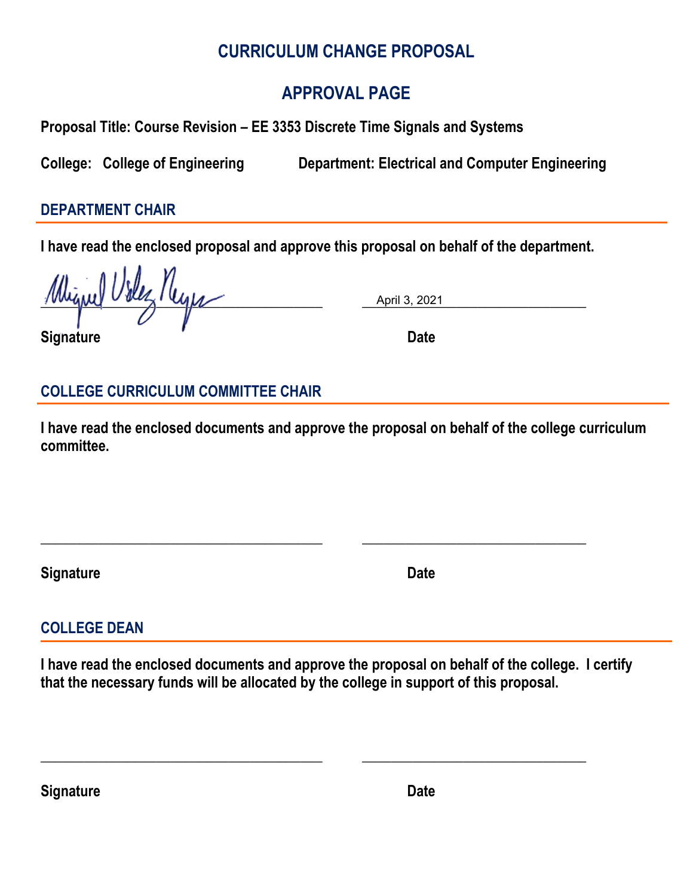# CURRICULUM CHANGE PROPOSAL

## APPROVAL PAGE

**Proposal Title: Course Revision – EE 3353 Discrete Time Signals and Systems**

**College: College of Engineering** **Department: Electrical and Computer Engineering**

### DEPARTMENT CHAIR

**I have read the enclosed proposal and approve this proposal on behalf of the department.**

Miguel Vélez Reyes ________________________ April 3, 2021 ____________________

**Signature** **Date**

### COLLEGE CURRICULUM COMMITTEE CHAIR

**I have read the enclosed documents and approve the proposal on behalf of the college curriculum committee.**

________________________________________ ________________________________

**Signature** **Date**

### COLLEGE DEAN

**I have read the enclosed documents and approve the proposal on behalf of the college. I certify that the necessary funds will be allocated by the college in support of this proposal.**

________________________________________ ________________________________

**Signature** **Date**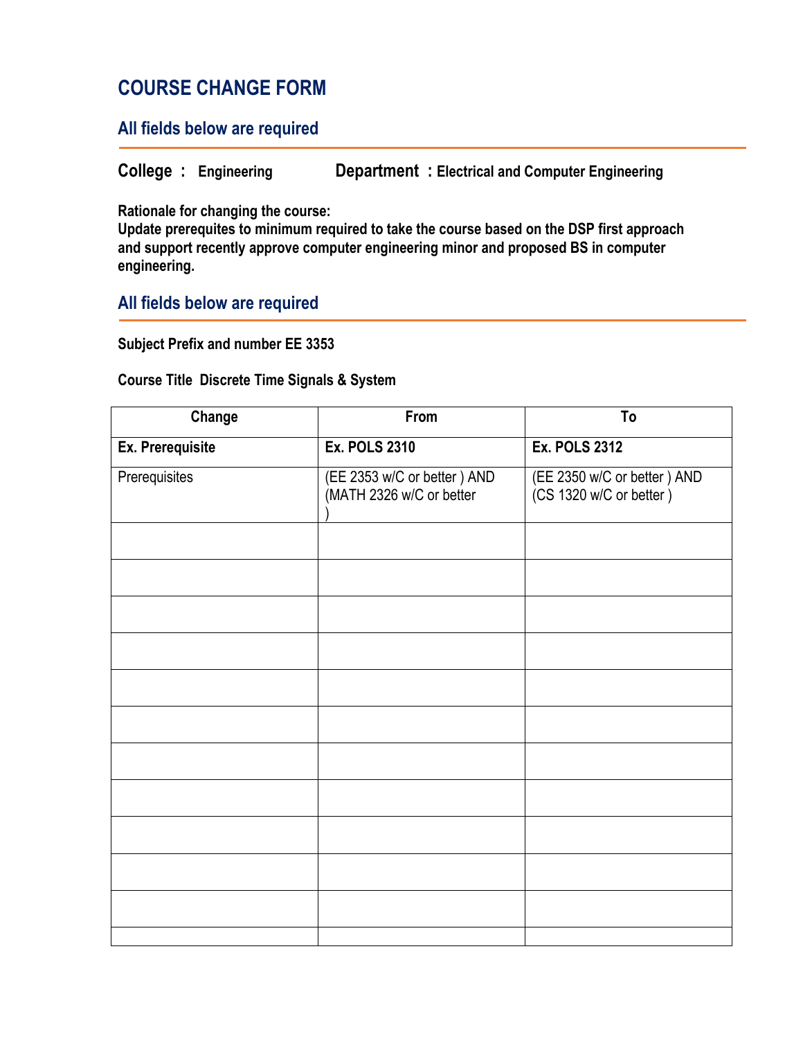# COURSE CHANGE FORM

## All fields below are required

**College : Engineering** **Department : Electrical and Computer Engineering**

**Rationale for changing the course:**
**Update prerequites to minimum required to take the course based on the DSP first approach and support recently approve computer engineering minor and proposed BS in computer engineering.**

## All fields below are required

**Subject Prefix and number EE 3353**

**Course Title Discrete Time Signals & System**

| Change | From | To |
|---|---|---|
| **Ex. Prerequisite** | **Ex. POLS 2310** | **Ex. POLS 2312** |
| Prerequisites | (EE 2353 w/C or better ) AND (MATH 2326 w/C or better ) | (EE 2350 w/C or better ) AND (CS 1320 w/C or better ) |
| | | |
| | | |
| | | |
| | | |
| | | |
| | | |
| | | |
| | | |
| | | |
| | | |
| | | |
| | | |